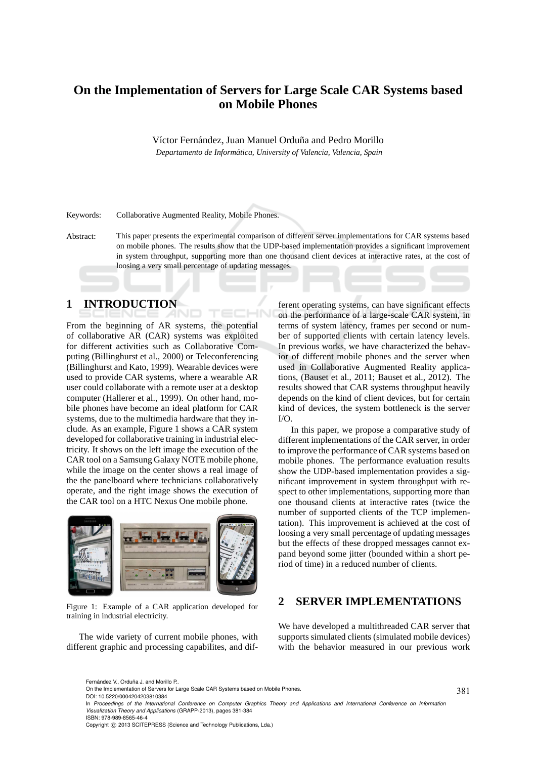# On the Implementation of Servers for Large Scale CAR Systems based on Mobile Phones

Víctor Fernández, Juan Manuel Orduña and Pedro Morillo

*Departamento de Informática, University of Valencia, Valencia, Spain*

Keywords: Collaborative Augmented Reality, Mobile Phones.

Abstract: This paper presents the experimental comparison of different server implementations for CAR systems based on mobile phones. The results show that the UDP-based implementation provides a significant improvement in system throughput, supporting more than one thousand client devices at interactive rates, at the cost of loosing a very small percentage of updating messages.

## 1 INTRODUCTION

From the beginning of AR systems, the potential of collaborative AR (CAR) systems was exploited for different activities such as Collaborative Computing (Billinghurst et al., 2000) or Teleconferencing (Billinghurst and Kato, 1999). Wearable devices were used to provide CAR systems, where a wearable AR user could collaborate with a remote user at a desktop computer (Hallerer et al., 1999). On other hand, mobile phones have become an ideal platform for CAR systems, due to the multimedia hardware that they include. As an example, Figure 1 shows a CAR system developed for collaborative training in industrial electricity. It shows on the left image the execution of the CAR tool on a Samsung Galaxy NOTE mobile phone, while the image on the center shows a real image of the the panelboard where technicians collaboratively operate, and the right image shows the execution of the CAR tool on a HTC Nexus One mobile phone.

Figure 1: Example of a CAR application developed for training in industrial electricity.

The wide variety of current mobile phones, with different graphic and processing capabilites, and different operating systems, can have significant effects on the performance of a large-scale CAR system, in terms of system latency, frames per second or number of supported clients with certain latency levels. In previous works, we have characterized the behavior of different mobile phones and the server when used in Collaborative Augmented Reality applications, (Bauset et al., 2011; Bauset et al., 2012). The results showed that CAR systems throughput heavily depends on the kind of client devices, but for certain kind of devices, the system bottleneck is the server I/O.

In this paper, we propose a comparative study of different implementations of the CAR server, in order to improve the performance of CAR systems based on mobile phones. The performance evaluation results show the UDP-based implementation provides a significant improvement in system throughput with respect to other implementations, supporting more than one thousand clients at interactive rates (twice the number of supported clients of the TCP implementation). This improvement is achieved at the cost of loosing a very small percentage of updating messages but the effects of these dropped messages cannot expand beyond some jitter (bounded within a short period of time) in a reduced number of clients.

## 2 SERVER IMPLEMENTATIONS

We have developed a multithreaded CAR server that supports simulated clients (simulated mobile devices) with the behavior measured in our previous work

Fernández V., Orduña J. and Morillo P..
On the Implementation of Servers for Large Scale CAR Systems based on Mobile Phones.
DOI: 10.5220/0004204203810384
In *Proceedings of the International Conference on Computer Graphics Theory and Applications and International Conference on Information Visualization Theory and Applications* (GRAPP-2013), pages 381-384
ISBN: 978-989-8565-46-4
Copyright © 2013 SCITEPRESS (Science and Technology Publications, Lda.)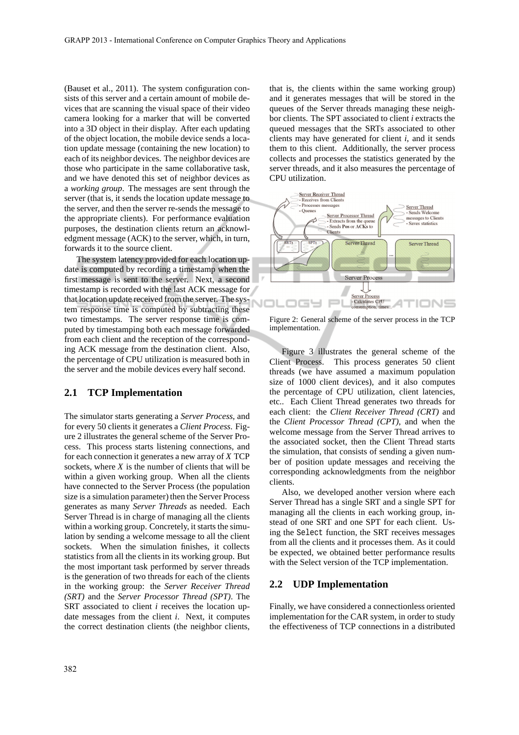(Bauset et al., 2011). The system configuration consists of this server and a certain amount of mobile devices that are scanning the visual space of their video camera looking for a marker that will be converted into a 3D object in their display. After each updating of the object location, the mobile device sends a location update message (containing the new location) to each of its neighbor devices. The neighbor devices are those who participate in the same collaborative task, and we have denoted this set of neighbor devices as a *working group*. The messages are sent through the server (that is, it sends the location update message to the server, and then the server re-sends the message to the appropriate clients). For performance evaluation purposes, the destination clients return an acknowledgment message (ACK) to the server, which, in turn, forwards it to the source client.

The system latency provided for each location update is computed by recording a timestamp when the first message is sent to the server. Next, a second timestamp is recorded with the last ACK message for that location update received from the server. The system response time is computed by subtracting these two timestamps. The server response time is computed by timestamping both each message forwarded from each client and the reception of the corresponding ACK message from the destination client. Also, the percentage of CPU utilization is measured both in the server and the mobile devices every half second.

## 2.1 TCP Implementation

The simulator starts generating a *Server Process*, and for every 50 clients it generates a *Client Process*. Figure 2 illustrates the general scheme of the Server Process. This process starts listening connections, and for each connection it generates a new array of $X$ TCP sockets, where $X$ is the number of clients that will be within a given working group. When all the clients have connected to the Server Process (the population size is a simulation parameter) then the Server Process generates as many *Server Threads* as needed. Each Server Thread is in charge of managing all the clients within a working group. Concretely, it starts the simulation by sending a welcome message to all the client sockets. When the simulation finishes, it collects statistics from all the clients in its working group. But the most important task performed by server threads is the generation of two threads for each of the clients in the working group: the *Server Receiver Thread (SRT)* and the *Server Processor Thread (SPT)*. The SRT associated to client $i$ receives the location update messages from the client $i$. Next, it computes the correct destination clients (the neighbor clients, that is, the clients within the same working group) and it generates messages that will be stored in the queues of the Server threads managing these neighbor clients. The SPT associated to client $i$ extracts the queued messages that the SRTs associated to other clients may have generated for client $i$, and it sends them to this client. Additionally, the server process collects and processes the statistics generated by the server threads, and it also measures the percentage of CPU utilization.

Server Receiver Thread
- Receives from Clients
- Processes messages
- Queues

Server Processor Thread
- Extracts from the queue
- Sends **Pos** or **ACKs** to Clients

Server Thread
- Sends Welcome messages to Clients
- Saves statistics

SRTs
SPTs
Server Thread
Server Thread
...
Server Process

Server Process
- Calculates CPU consumption, times...

Figure 2: General scheme of the server process in the TCP implementation.

Figure 3 illustrates the general scheme of the Client Process. This process generates 50 client threads (we have assumed a maximum population size of 1000 client devices), and it also computes the percentage of CPU utilization, client latencies, etc.. Each Client Thread generates two threads for each client: the *Client Receiver Thread (CRT)* and the *Client Processor Thread (CPT)*, and when the welcome message from the Server Thread arrives to the associated socket, then the Client Thread starts the simulation, that consists of sending a given number of position update messages and receiving the corresponding acknowledgments from the neighbor clients.

Also, we developed another version where each Server Thread has a single SRT and a single SPT for managing all the clients in each working group, instead of one SRT and one SPT for each client. Using the `Select` function, the SRT receives messages from all the clients and it processes them. As it could be expected, we obtained better performance results with the Select version of the TCP implementation.

## 2.2 UDP Implementation

Finally, we have considered a connectionless oriented implementation for the CAR system, in order to study the effectiveness of TCP connections in a distributed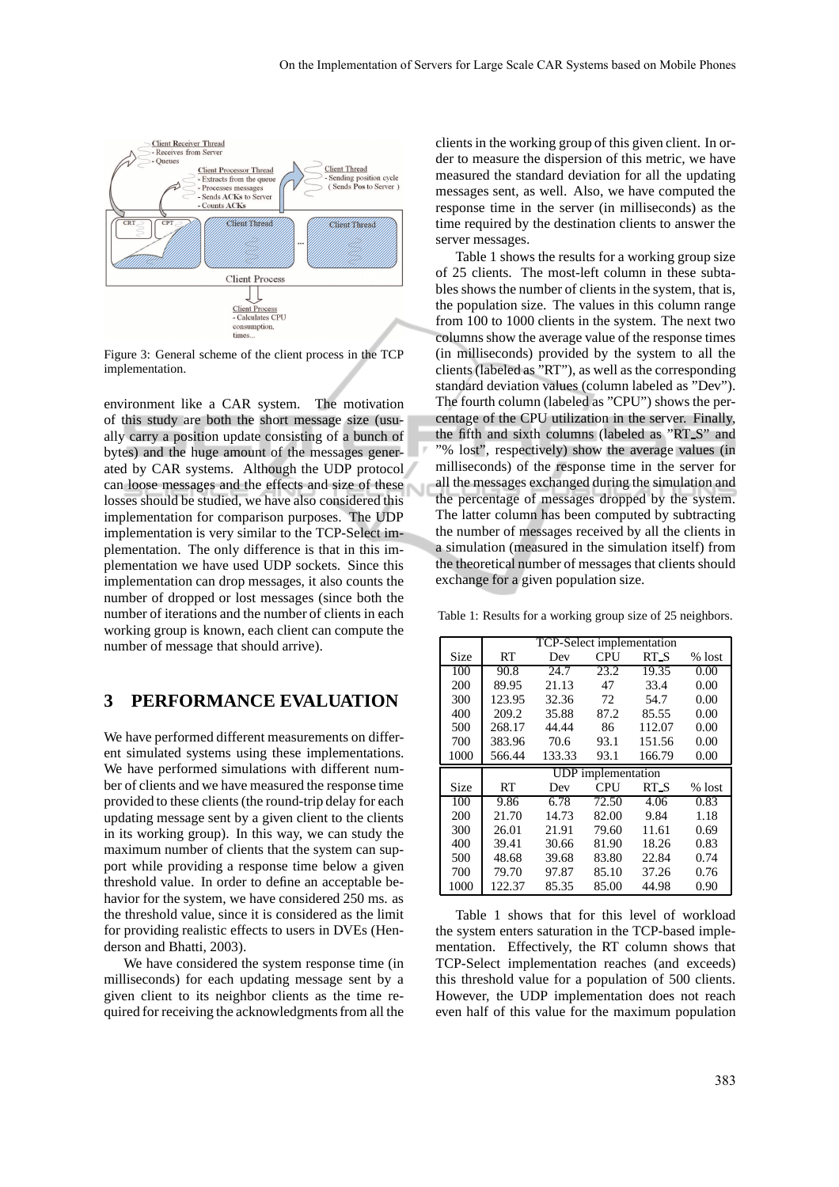Figure 3: General scheme of the client process in the TCP implementation.

environment like a CAR system. The motivation of this study are both the short message size (usually carry a position update consisting of a bunch of bytes) and the huge amount of the messages generated by CAR systems. Although the UDP protocol can loose messages and the effects and size of these losses should be studied, we have also considered this implementation for comparison purposes. The UDP implementation is very similar to the TCP-Select implementation. The only difference is that in this implementation we have used UDP sockets. Since this implementation can drop messages, it also counts the number of dropped or lost messages (since both the number of iterations and the number of clients in each working group is known, each client can compute the number of message that should arrive).

## 3 PERFORMANCE EVALUATION

We have performed different measurements on different simulated systems using these implementations. We have performed simulations with different number of clients and we have measured the response time provided to these clients (the round-trip delay for each updating message sent by a given client to the clients in its working group). In this way, we can study the maximum number of clients that the system can support while providing a response time below a given threshold value. In order to define an acceptable behavior for the system, we have considered 250 ms. as the threshold value, since it is considered as the limit for providing realistic effects to users in DVEs (Henderson and Bhatti, 2003).

We have considered the system response time (in milliseconds) for each updating message sent by a given client to its neighbor clients as the time required for receiving the acknowledgments from all the clients in the working group of this given client. In order to measure the dispersion of this metric, we have measured the standard deviation for all the updating messages sent, as well. Also, we have computed the response time in the server (in milliseconds) as the time required by the destination clients to answer the server messages.

Table 1 shows the results for a working group size of 25 clients. The most-left column in these subtables shows the number of clients in the system, that is, the population size. The values in this column range from 100 to 1000 clients in the system. The next two columns show the average value of the response times (in milliseconds) provided by the system to all the clients (labeled as "RT"), as well as the corresponding standard deviation values (column labeled as "Dev"). The fourth column (labeled as "CPU") shows the percentage of the CPU utilization in the server. Finally, the fifth and sixth columns (labeled as "RT_S" and "% lost", respectively) show the average values (in milliseconds) of the response time in the server for all the messages exchanged during the simulation and the percentage of messages dropped by the system. The latter column has been computed by subtracting the number of messages received by all the clients in a simulation (measured in the simulation itself) from the theoretical number of messages that clients should exchange for a given population size.

Table 1: Results for a working group size of 25 neighbors.

| | TCP-Select implementation | | | | |
|---|---|---|---|---|---|
| Size | RT | Dev | CPU | RT_S | % lost |
| 100 | 90.8 | 24.7 | 23.2 | 19.35 | 0.00 |
| 200 | 89.95 | 21.13 | 47 | 33.4 | 0.00 |
| 300 | 123.95 | 32.36 | 72 | 54.7 | 0.00 |
| 400 | 209.2 | 35.88 | 87.2 | 85.55 | 0.00 |
| 500 | 268.17 | 44.44 | 86 | 112.07 | 0.00 |
| 700 | 383.96 | 70.6 | 93.1 | 151.56 | 0.00 |
| 1000 | 566.44 | 133.33 | 93.1 | 166.79 | 0.00 |
| | UDP implementation | | | | |
| Size | RT | Dev | CPU | RT_S | % lost |
| 100 | 9.86 | 6.78 | 72.50 | 4.06 | 0.83 |
| 200 | 21.70 | 14.73 | 82.00 | 9.84 | 1.18 |
| 300 | 26.01 | 21.91 | 79.60 | 11.61 | 0.69 |
| 400 | 39.41 | 30.66 | 81.90 | 18.26 | 0.83 |
| 500 | 48.68 | 39.68 | 83.80 | 22.84 | 0.74 |
| 700 | 79.70 | 97.87 | 85.10 | 37.26 | 0.76 |
| 1000 | 122.37 | 85.35 | 85.00 | 44.98 | 0.90 |

Table 1 shows that for this level of workload the system enters saturation in the TCP-based implementation. Effectively, the RT column shows that TCP-Select implementation reaches (and exceeds) this threshold value for a population of 500 clients. However, the UDP implementation does not reach even half of this value for the maximum population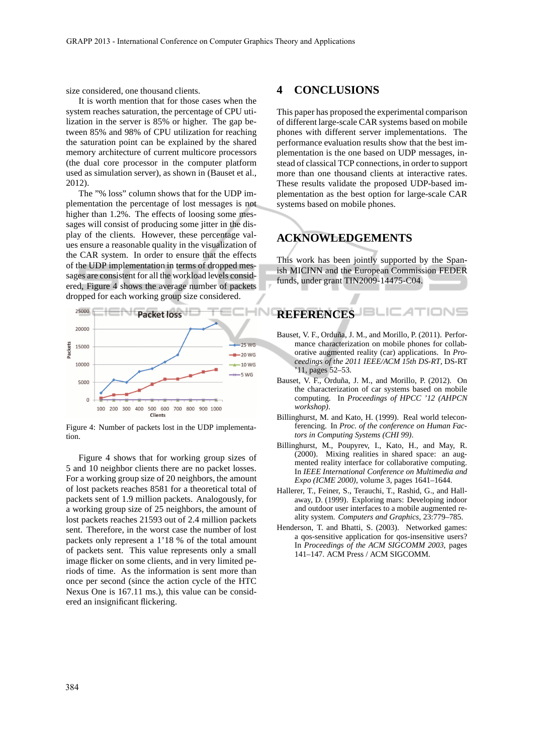size considered, one thousand clients.

It is worth mention that for those cases when the system reaches saturation, the percentage of CPU utilization in the server is 85% or higher. The gap between 85% and 98% of CPU utilization for reaching the saturation point can be explained by the shared memory architecture of current multicore processors (the dual core processor in the computer platform used as simulation server), as shown in (Bauset et al., 2012).

The "% loss" column shows that for the UDP implementation the percentage of lost messages is not higher than 1.2%. The effects of loosing some messages will consist of producing some jitter in the display of the clients. However, these percentage values ensure a reasonable quality in the visualization of the CAR system. In order to ensure that the effects of the UDP implementation in terms of dropped messages are consistent for all the workload levels considered, Figure 4 shows the average number of packets dropped for each working group size considered.

Packet loss

Packets

25000
20000
15000
10000
5000
0

100 200 300 400 500 600 700 800 900 1000

Clients

25 WG
20 WG
10 WG
5 WG

Figure 4: Number of packets lost in the UDP implementation.

Figure 4 shows that for working group sizes of 5 and 10 neighbor clients there are no packet losses. For a working group size of 20 neighbors, the amount of lost packets reaches 8581 for a theoretical total of packets sent of 1.9 million packets. Analogously, for a working group size of 25 neighbors, the amount of lost packets reaches 21593 out of 2.4 million packets sent. Therefore, in the worst case the number of lost packets only represent a 1'18 % of the total amount of packets sent. This value represents only a small image flicker on some clients, and in very limited periods of time. As the information is sent more than once per second (since the action cycle of the HTC Nexus One is 167.11 ms.), this value can be considered an insignificant flickering.

# 4 CONCLUSIONS

This paper has proposed the experimental comparison of different large-scale CAR systems based on mobile phones with different server implementations. The performance evaluation results show that the best implementation is the one based on UDP messages, instead of classical TCP connections, in order to support more than one thousand clients at interactive rates. These results validate the proposed UDP-based implementation as the best option for large-scale CAR systems based on mobile phones.

# ACKNOWLEDGEMENTS

This work has been jointly supported by the Spanish MICINN and the European Commission FEDER funds, under grant TIN2009-14475-C04.

# REFERENCES

Bauset, V. F., Orduña, J. M., and Morillo, P. (2011). Performance characterization on mobile phones for collaborative augmented reality (car) applications. In *Proceedings of the 2011 IEEE/ACM 15th DS-RT*, DS-RT '11, pages 52–53.

Bauset, V. F., Orduña, J. M., and Morillo, P. (2012). On the characterization of car systems based on mobile computing. In *Proceedings of HPCC '12 (AHPCN workshop)*.

Billinghurst, M. and Kato, H. (1999). Real world teleconferencing. In *Proc. of the conference on Human Factors in Computing Systems (CHI 99)*.

Billinghurst, M., Poupyrev, I., Kato, H., and May, R. (2000). Mixing realities in shared space: an augmented reality interface for collaborative computing. In *IEEE International Conference on Multimedia and Expo (ICME 2000)*, volume 3, pages 1641–1644.

Hallerer, T., Feiner, S., Terauchi, T., Rashid, G., and Hallaway, D. (1999). Exploring mars: Developing indoor and outdoor user interfaces to a mobile augmented reality system. *Computers and Graphics*, 23:779–785.

Henderson, T. and Bhatti, S. (2003). Networked games: a qos-sensitive application for qos-insensitive users? In *Proceedings of the ACM SIGCOMM 2003*, pages 141–147. ACM Press / ACM SIGCOMM.